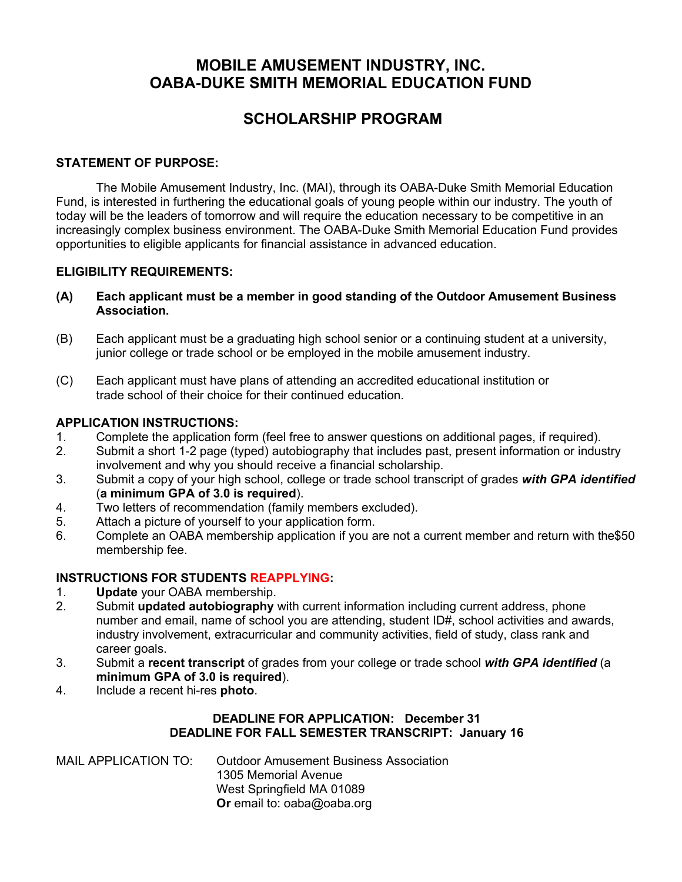# MOBILE AMUSEMENT INDUSTRY, INC.
# OABA-DUKE SMITH MEMORIAL EDUCATION FUND

## SCHOLARSHIP PROGRAM

**STATEMENT OF PURPOSE:**

The Mobile Amusement Industry, Inc. (MAI), through its OABA-Duke Smith Memorial Education Fund, is interested in furthering the educational goals of young people within our industry. The youth of today will be the leaders of tomorrow and will require the education necessary to be competitive in an increasingly complex business environment. The OABA-Duke Smith Memorial Education Fund provides opportunities to eligible applicants for financial assistance in advanced education.

**ELIGIBILITY REQUIREMENTS:**

**(A) Each applicant must be a member in good standing of the Outdoor Amusement Business Association.**

(B) Each applicant must be a graduating high school senior or a continuing student at a university, junior college or trade school or be employed in the mobile amusement industry.

(C) Each applicant must have plans of attending an accredited educational institution or trade school of their choice for their continued education.

**APPLICATION INSTRUCTIONS:**

1. Complete the application form (feel free to answer questions on additional pages, if required).
2. Submit a short 1-2 page (typed) autobiography that includes past, present information or industry involvement and why you should receive a financial scholarship.
3. Submit a copy of your high school, college or trade school transcript of grades ***with GPA identified*** (**a minimum GPA of 3.0 is required**).
4. Two letters of recommendation (family members excluded).
5. Attach a picture of yourself to your application form.
6. Complete an OABA membership application if you are not a current member and return with the$50 membership fee.

**INSTRUCTIONS FOR STUDENTS REAPPLYING:**

1. **Update** your OABA membership.
2. Submit **updated autobiography** with current information including current address, phone number and email, name of school you are attending, student ID#, school activities and awards, industry involvement, extracurricular and community activities, field of study, class rank and career goals.
3. Submit a **recent transcript** of grades from your college or trade school ***with GPA identified*** (a **minimum GPA of 3.0 is required**).
4. Include a recent hi-res **photo**.

**DEADLINE FOR APPLICATION: December 31**
**DEADLINE FOR FALL SEMESTER TRANSCRIPT: January 16**

MAIL APPLICATION TO: Outdoor Amusement Business Association
1305 Memorial Avenue
West Springfield MA 01089
**Or** email to: oaba@oaba.org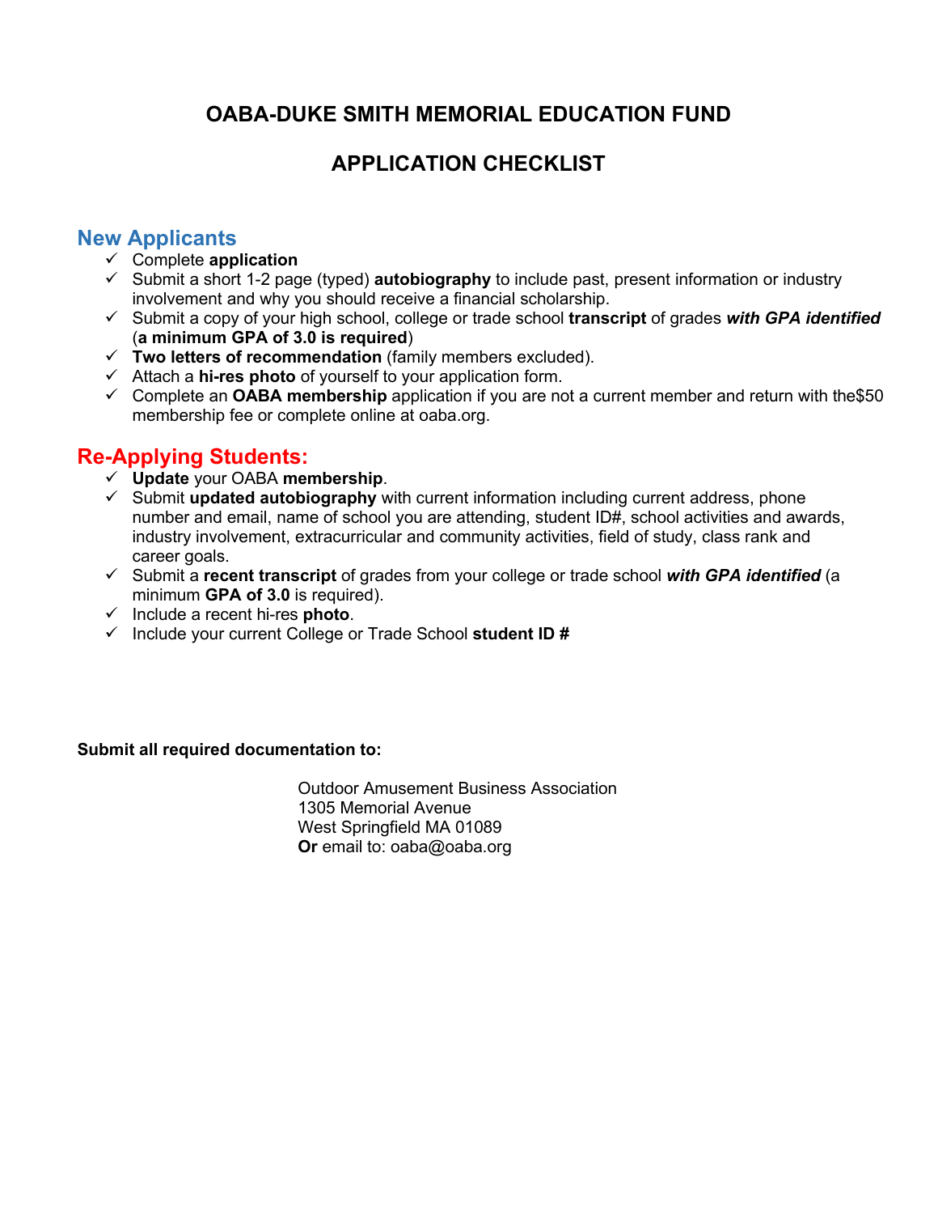# OABA-DUKE SMITH MEMORIAL EDUCATION FUND

# APPLICATION CHECKLIST

## New Applicants

- ✓ Complete **application**
- ✓ Submit a short 1-2 page (typed) **autobiography** to include past, present information or industry involvement and why you should receive a financial scholarship.
- ✓ Submit a copy of your high school, college or trade school **transcript** of grades ***with GPA identified*** (**a minimum GPA of 3.0 is required**)
- ✓ **Two letters of recommendation** (family members excluded).
- ✓ Attach a **hi-res photo** of yourself to your application form.
- ✓ Complete an **OABA membership** application if you are not a current member and return with the$50 membership fee or complete online at oaba.org.

## Re-Applying Students:

- ✓ **Update** your OABA **membership**.
- ✓ Submit **updated autobiography** with current information including current address, phone number and email, name of school you are attending, student ID#, school activities and awards, industry involvement, extracurricular and community activities, field of study, class rank and career goals.
- ✓ Submit a **recent transcript** of grades from your college or trade school ***with GPA identified*** (a minimum **GPA of 3.0** is required).
- ✓ Include a recent hi-res **photo**.
- ✓ Include your current College or Trade School **student ID #**

**Submit all required documentation to:**

Outdoor Amusement Business Association
1305 Memorial Avenue
West Springfield MA 01089
**Or** email to: oaba@oaba.org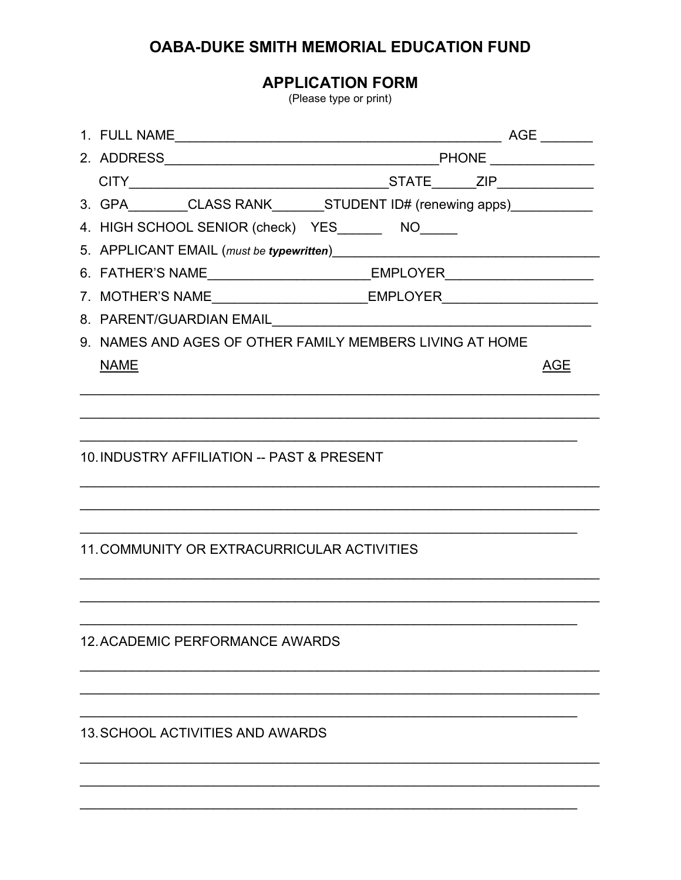# OABA-DUKE SMITH MEMORIAL EDUCATION FUND

## APPLICATION FORM

(Please type or print)

1. FULL NAME_____________________________________________ AGE _______
2. ADDRESS______________________________________PHONE ______________
   CITY____________________________________STATE______ZIP_____________
3. GPA________CLASS RANK_______STUDENT ID# (renewing apps)___________
4. HIGH SCHOOL SENIOR (check) YES______ NO_____
5. APPLICANT EMAIL (*must be **typewritten***)______________________________________
6. FATHER'S NAME______________________EMPLOYER____________________
7. MOTHER'S NAME_____________________EMPLOYER_____________________
8. PARENT/GUARDIAN EMAIL____________________________________________
9. NAMES AND AGES OF OTHER FAMILY MEMBERS LIVING AT HOME

   NAME AGE

________________________________________________________________________

________________________________________________________________________

_____________________________________________________________________

10. INDUSTRY AFFILIATION -- PAST & PRESENT

________________________________________________________________________

________________________________________________________________________

_____________________________________________________________________

11. COMMUNITY OR EXTRACURRICULAR ACTIVITIES

________________________________________________________________________

________________________________________________________________________

_____________________________________________________________________

12. ACADEMIC PERFORMANCE AWARDS

________________________________________________________________________

________________________________________________________________________

_____________________________________________________________________

13. SCHOOL ACTIVITIES AND AWARDS

________________________________________________________________________

________________________________________________________________________

_____________________________________________________________________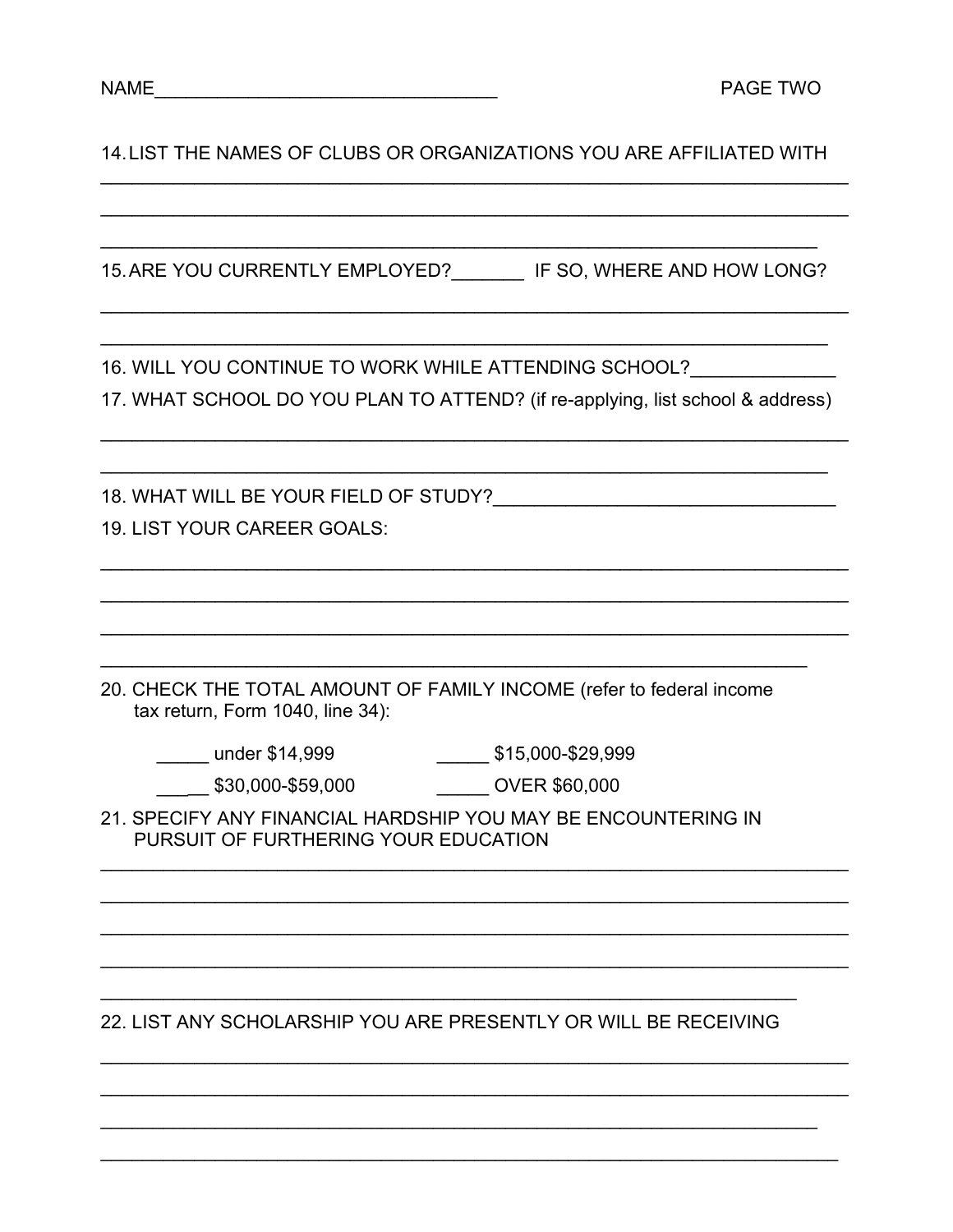NAME_________________________________

14. LIST THE NAMES OF CLUBS OR ORGANIZATIONS YOU ARE AFFILIATED WITH

_________________________________________________________________________

_________________________________________________________________________

_______________________________________________________________________

15. ARE YOU CURRENTLY EMPLOYED?_______ IF SO, WHERE AND HOW LONG?

_________________________________________________________________________

________________________________________________________________________

16. WILL YOU CONTINUE TO WORK WHILE ATTENDING SCHOOL?_____________

17. WHAT SCHOOL DO YOU PLAN TO ATTEND? (if re-applying, list school & address)

_________________________________________________________________________

________________________________________________________________________

18. WHAT WILL BE YOUR FIELD OF STUDY?_________________________________

19. LIST YOUR CAREER GOALS:

_________________________________________________________________________

_________________________________________________________________________

_________________________________________________________________________

_____________________________________________________________________

20. CHECK THE TOTAL AMOUNT OF FAMILY INCOME (refer to federal income tax return, Form 1040, line 34):

_____ under $14,999 _____ $15,000-$29,999

_____ $30,000-$59,000 _____ OVER $60,000

21. SPECIFY ANY FINANCIAL HARDSHIP YOU MAY BE ENCOUNTERING IN PURSUIT OF FURTHERING YOUR EDUCATION

_________________________________________________________________________

_________________________________________________________________________

_________________________________________________________________________

_________________________________________________________________________

____________________________________________________________________

22. LIST ANY SCHOLARSHIP YOU ARE PRESENTLY OR WILL BE RECEIVING

_________________________________________________________________________

_________________________________________________________________________

_______________________________________________________________________

________________________________________________________________________